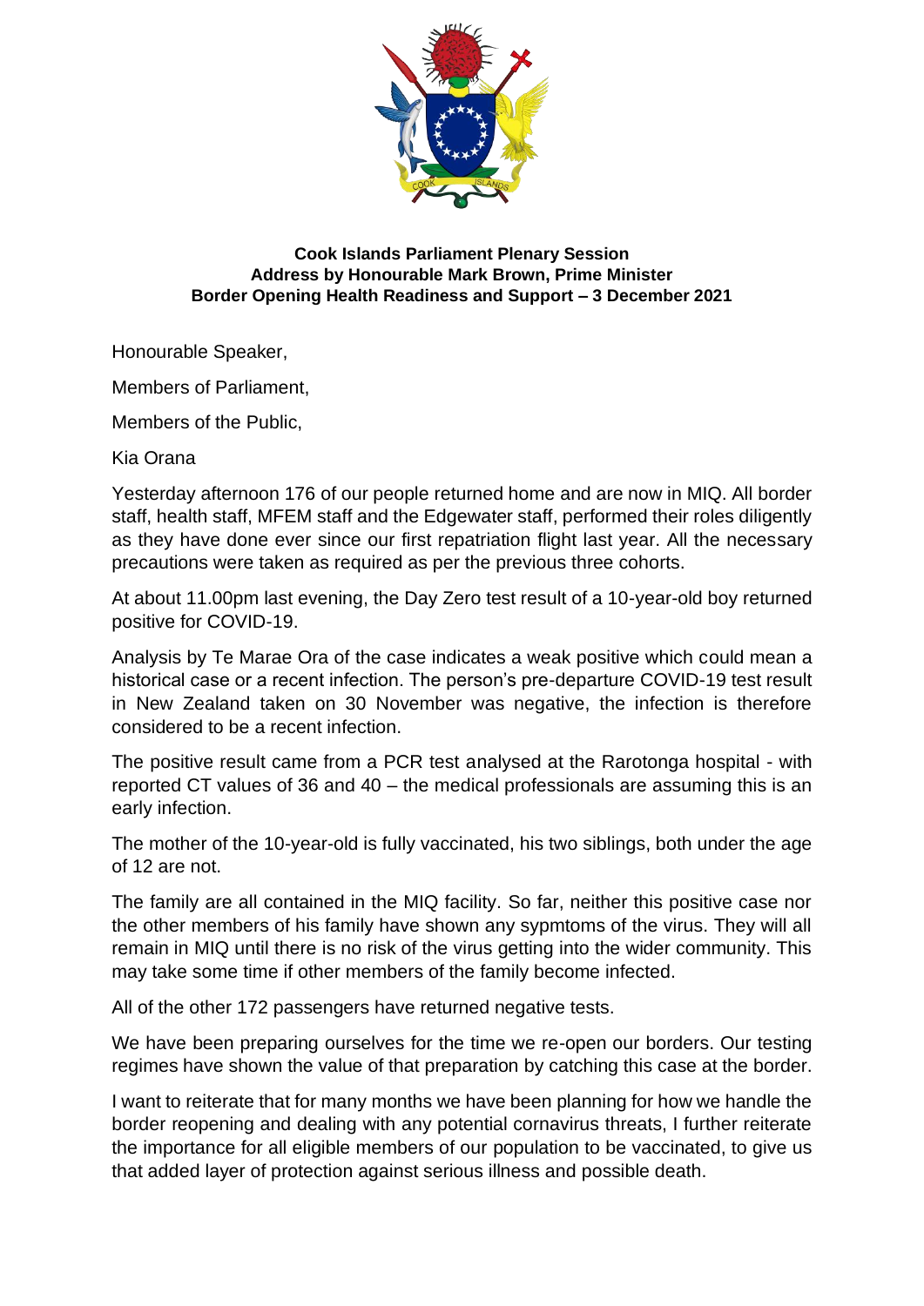**Cook Islands Parliament Plenary Session**
**Address by Honourable Mark Brown, Prime Minister**
**Border Opening Health Readiness and Support – 3 December 2021**

Honourable Speaker,

Members of Parliament,

Members of the Public,

Kia Orana

Yesterday afternoon 176 of our people returned home and are now in MIQ. All border staff, health staff, MFEM staff and the Edgewater staff, performed their roles diligently as they have done ever since our first repatriation flight last year. All the necessary precautions were taken as required as per the previous three cohorts.

At about 11.00pm last evening, the Day Zero test result of a 10-year-old boy returned positive for COVID-19.

Analysis by Te Marae Ora of the case indicates a weak positive which could mean a historical case or a recent infection. The person's pre-departure COVID-19 test result in New Zealand taken on 30 November was negative, the infection is therefore considered to be a recent infection.

The positive result came from a PCR test analysed at the Rarotonga hospital - with reported CT values of 36 and 40 – the medical professionals are assuming this is an early infection.

The mother of the 10-year-old is fully vaccinated, his two siblings, both under the age of 12 are not.

The family are all contained in the MIQ facility. So far, neither this positive case nor the other members of his family have shown any sypmtoms of the virus. They will all remain in MIQ until there is no risk of the virus getting into the wider community. This may take some time if other members of the family become infected.

All of the other 172 passengers have returned negative tests.

We have been preparing ourselves for the time we re-open our borders. Our testing regimes have shown the value of that preparation by catching this case at the border.

I want to reiterate that for many months we have been planning for how we handle the border reopening and dealing with any potential cornavirus threats, I further reiterate the importance for all eligible members of our population to be vaccinated, to give us that added layer of protection against serious illness and possible death.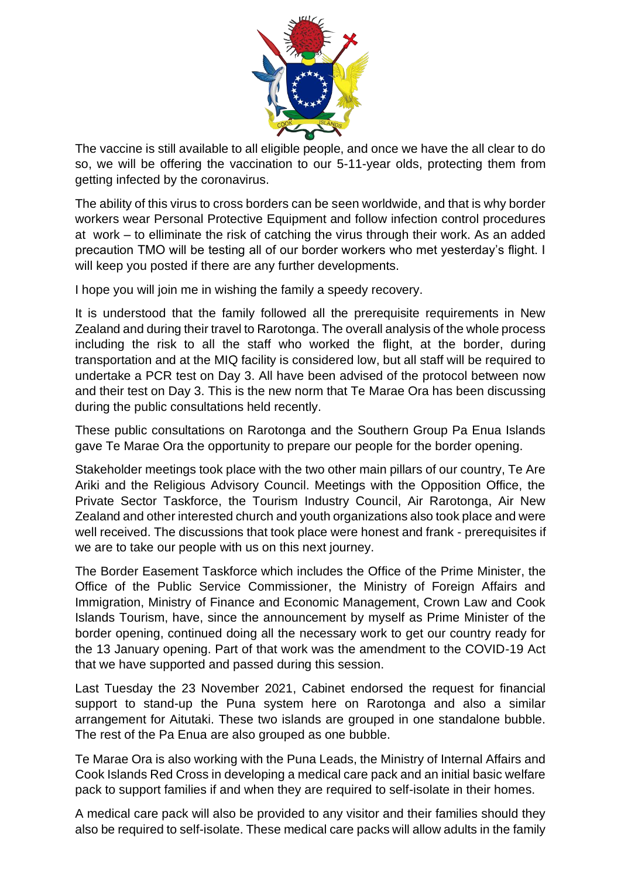The vaccine is still available to all eligible people, and once we have the all clear to do so, we will be offering the vaccination to our 5-11-year olds, protecting them from getting infected by the coronavirus.

The ability of this virus to cross borders can be seen worldwide, and that is why border workers wear Personal Protective Equipment and follow infection control procedures at work – to elliminate the risk of catching the virus through their work. As an added precaution TMO will be testing all of our border workers who met yesterday's flight. I will keep you posted if there are any further developments.

I hope you will join me in wishing the family a speedy recovery.

It is understood that the family followed all the prerequisite requirements in New Zealand and during their travel to Rarotonga. The overall analysis of the whole process including the risk to all the staff who worked the flight, at the border, during transportation and at the MIQ facility is considered low, but all staff will be required to undertake a PCR test on Day 3. All have been advised of the protocol between now and their test on Day 3. This is the new norm that Te Marae Ora has been discussing during the public consultations held recently.

These public consultations on Rarotonga and the Southern Group Pa Enua Islands gave Te Marae Ora the opportunity to prepare our people for the border opening.

Stakeholder meetings took place with the two other main pillars of our country, Te Are Ariki and the Religious Advisory Council. Meetings with the Opposition Office, the Private Sector Taskforce, the Tourism Industry Council, Air Rarotonga, Air New Zealand and other interested church and youth organizations also took place and were well received. The discussions that took place were honest and frank - prerequisites if we are to take our people with us on this next journey.

The Border Easement Taskforce which includes the Office of the Prime Minister, the Office of the Public Service Commissioner, the Ministry of Foreign Affairs and Immigration, Ministry of Finance and Economic Management, Crown Law and Cook Islands Tourism, have, since the announcement by myself as Prime Minister of the border opening, continued doing all the necessary work to get our country ready for the 13 January opening. Part of that work was the amendment to the COVID-19 Act that we have supported and passed during this session.

Last Tuesday the 23 November 2021, Cabinet endorsed the request for financial support to stand-up the Puna system here on Rarotonga and also a similar arrangement for Aitutaki. These two islands are grouped in one standalone bubble. The rest of the Pa Enua are also grouped as one bubble.

Te Marae Ora is also working with the Puna Leads, the Ministry of Internal Affairs and Cook Islands Red Cross in developing a medical care pack and an initial basic welfare pack to support families if and when they are required to self-isolate in their homes.

A medical care pack will also be provided to any visitor and their families should they also be required to self-isolate. These medical care packs will allow adults in the family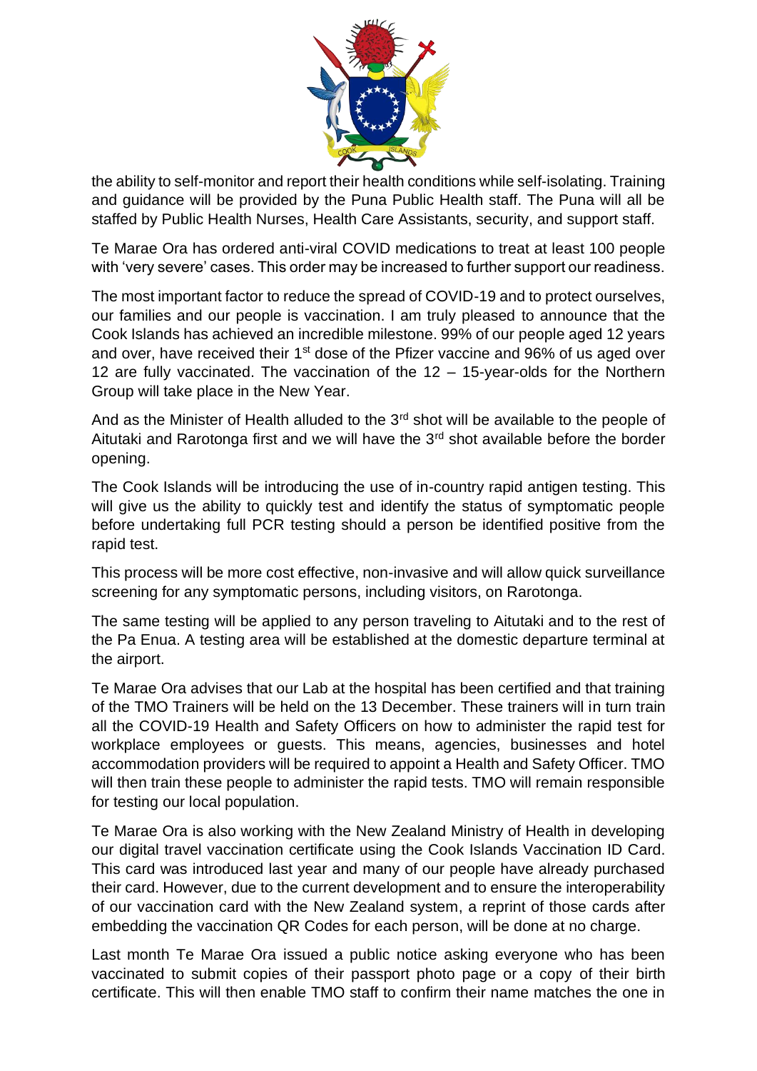the ability to self-monitor and report their health conditions while self-isolating. Training and guidance will be provided by the Puna Public Health staff. The Puna will all be staffed by Public Health Nurses, Health Care Assistants, security, and support staff.

Te Marae Ora has ordered anti-viral COVID medications to treat at least 100 people with 'very severe' cases. This order may be increased to further support our readiness.

The most important factor to reduce the spread of COVID-19 and to protect ourselves, our families and our people is vaccination. I am truly pleased to announce that the Cook Islands has achieved an incredible milestone. 99% of our people aged 12 years and over, have received their 1st dose of the Pfizer vaccine and 96% of us aged over 12 are fully vaccinated. The vaccination of the 12 – 15-year-olds for the Northern Group will take place in the New Year.

And as the Minister of Health alluded to the 3rd shot will be available to the people of Aitutaki and Rarotonga first and we will have the 3rd shot available before the border opening.

The Cook Islands will be introducing the use of in-country rapid antigen testing. This will give us the ability to quickly test and identify the status of symptomatic people before undertaking full PCR testing should a person be identified positive from the rapid test.

This process will be more cost effective, non-invasive and will allow quick surveillance screening for any symptomatic persons, including visitors, on Rarotonga.

The same testing will be applied to any person traveling to Aitutaki and to the rest of the Pa Enua. A testing area will be established at the domestic departure terminal at the airport.

Te Marae Ora advises that our Lab at the hospital has been certified and that training of the TMO Trainers will be held on the 13 December. These trainers will in turn train all the COVID-19 Health and Safety Officers on how to administer the rapid test for workplace employees or guests. This means, agencies, businesses and hotel accommodation providers will be required to appoint a Health and Safety Officer. TMO will then train these people to administer the rapid tests. TMO will remain responsible for testing our local population.

Te Marae Ora is also working with the New Zealand Ministry of Health in developing our digital travel vaccination certificate using the Cook Islands Vaccination ID Card. This card was introduced last year and many of our people have already purchased their card. However, due to the current development and to ensure the interoperability of our vaccination card with the New Zealand system, a reprint of those cards after embedding the vaccination QR Codes for each person, will be done at no charge.

Last month Te Marae Ora issued a public notice asking everyone who has been vaccinated to submit copies of their passport photo page or a copy of their birth certificate. This will then enable TMO staff to confirm their name matches the one in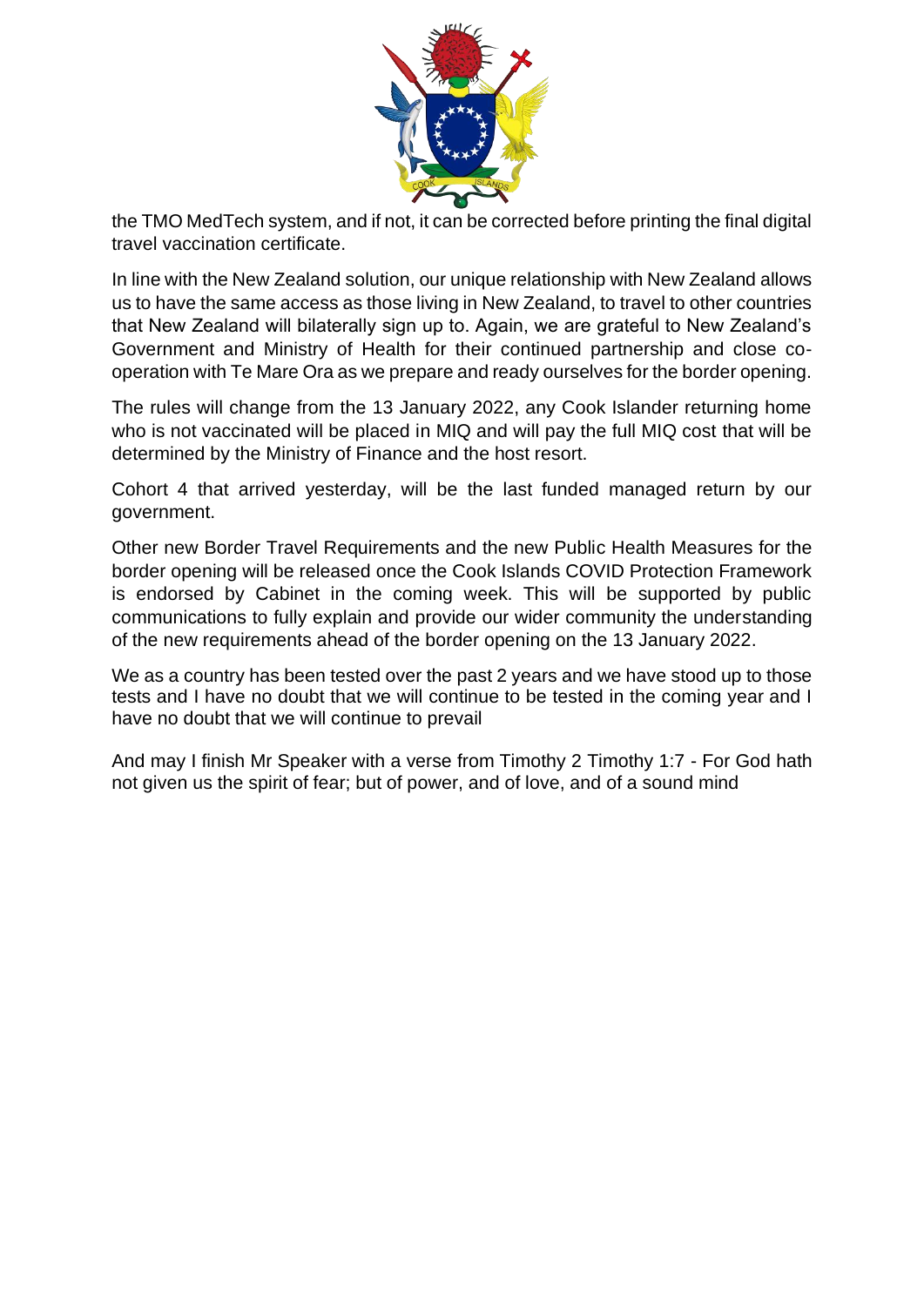the TMO MedTech system, and if not, it can be corrected before printing the final digital travel vaccination certificate.

In line with the New Zealand solution, our unique relationship with New Zealand allows us to have the same access as those living in New Zealand, to travel to other countries that New Zealand will bilaterally sign up to. Again, we are grateful to New Zealand's Government and Ministry of Health for their continued partnership and close co-operation with Te Mare Ora as we prepare and ready ourselves for the border opening.

The rules will change from the 13 January 2022, any Cook Islander returning home who is not vaccinated will be placed in MIQ and will pay the full MIQ cost that will be determined by the Ministry of Finance and the host resort.

Cohort 4 that arrived yesterday, will be the last funded managed return by our government.

Other new Border Travel Requirements and the new Public Health Measures for the border opening will be released once the Cook Islands COVID Protection Framework is endorsed by Cabinet in the coming week. This will be supported by public communications to fully explain and provide our wider community the understanding of the new requirements ahead of the border opening on the 13 January 2022.

We as a country has been tested over the past 2 years and we have stood up to those tests and I have no doubt that we will continue to be tested in the coming year and I have no doubt that we will continue to prevail

And may I finish Mr Speaker with a verse from Timothy 2 Timothy 1:7 - For God hath not given us the spirit of fear; but of power, and of love, and of a sound mind